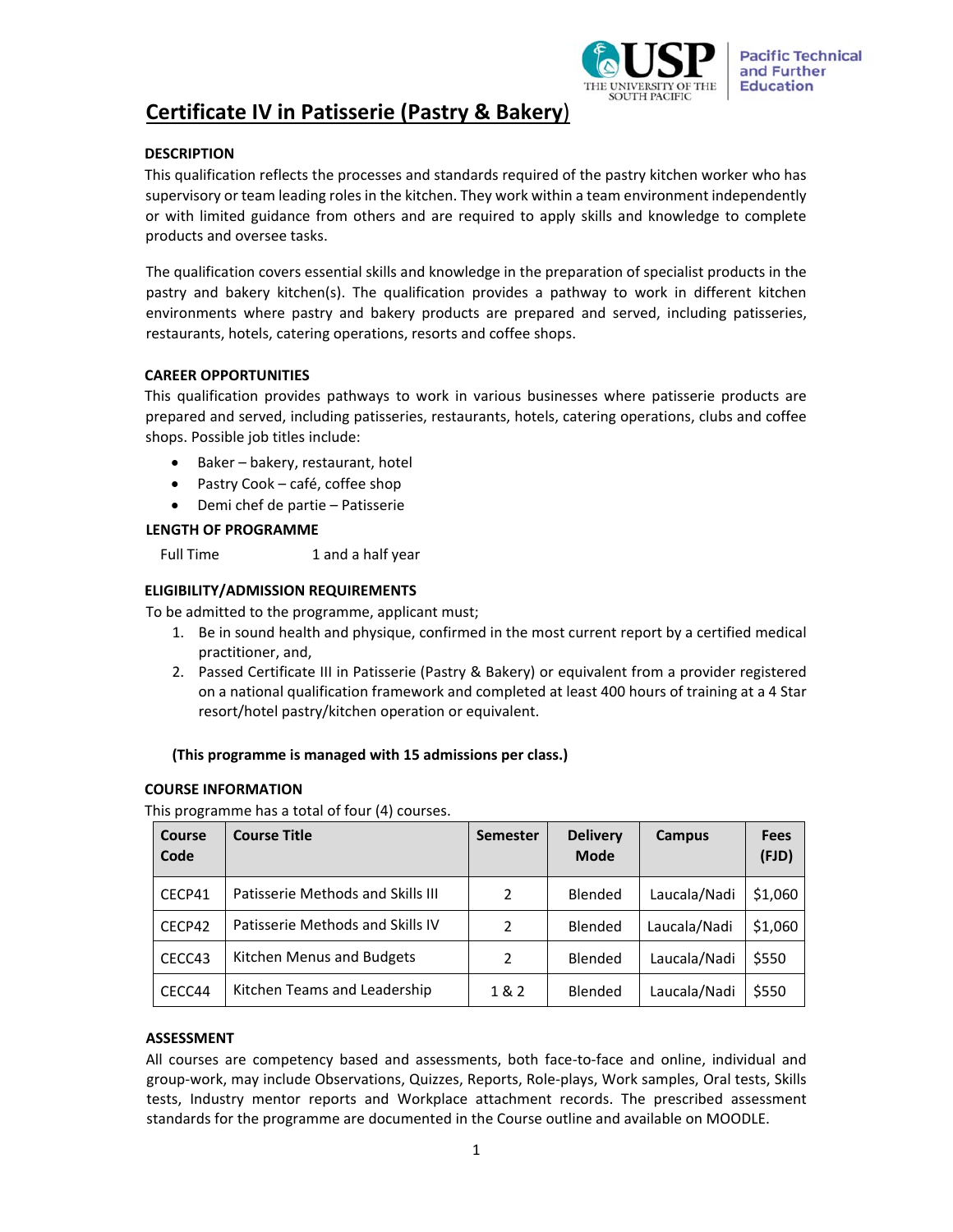# Certificate IV in Patisserie (Pastry & Bakery)

### DESCRIPTION

This qualification reflects the processes and standards required of the pastry kitchen worker who has supervisory or team leading roles in the kitchen. They work within a team environment independently or with limited guidance from others and are required to apply skills and knowledge to complete products and oversee tasks.

The qualification covers essential skills and knowledge in the preparation of specialist products in the pastry and bakery kitchen(s). The qualification provides a pathway to work in different kitchen environments where pastry and bakery products are prepared and served, including patisseries, restaurants, hotels, catering operations, resorts and coffee shops.

### CAREER OPPORTUNITIES

This qualification provides pathways to work in various businesses where patisserie products are prepared and served, including patisseries, restaurants, hotels, catering operations, clubs and coffee shops. Possible job titles include:

- Baker – bakery, restaurant, hotel
- Pastry Cook – café, coffee shop
- Demi chef de partie – Patisserie

### LENGTH OF PROGRAMME

Full Time 1 and a half year

### ELIGIBILITY/ADMISSION REQUIREMENTS

To be admitted to the programme, applicant must;

1. Be in sound health and physique, confirmed in the most current report by a certified medical practitioner, and,
2. Passed Certificate III in Patisserie (Pastry & Bakery) or equivalent from a provider registered on a national qualification framework and completed at least 400 hours of training at a 4 Star resort/hotel pastry/kitchen operation or equivalent.

**(This programme is managed with 15 admissions per class.)**

### COURSE INFORMATION

This programme has a total of four (4) courses.

| Course Code | Course Title | Semester | Delivery Mode | Campus | Fees (FJD) |
|---|---|---|---|---|---|
| CECP41 | Patisserie Methods and Skills III | 2 | Blended | Laucala/Nadi | $1,060 |
| CECP42 | Patisserie Methods and Skills IV | 2 | Blended | Laucala/Nadi | $1,060 |
| CECC43 | Kitchen Menus and Budgets | 2 | Blended | Laucala/Nadi | $550 |
| CECC44 | Kitchen Teams and Leadership | 1 & 2 | Blended | Laucala/Nadi | $550 |

### ASSESSMENT

All courses are competency based and assessments, both face-to-face and online, individual and group-work, may include Observations, Quizzes, Reports, Role-plays, Work samples, Oral tests, Skills tests, Industry mentor reports and Workplace attachment records. The prescribed assessment standards for the programme are documented in the Course outline and available on MOODLE.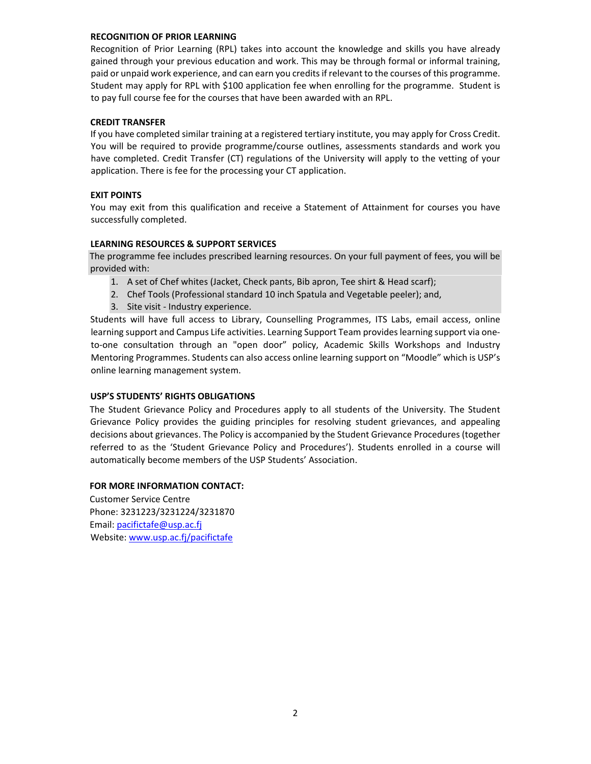## RECOGNITION OF PRIOR LEARNING

Recognition of Prior Learning (RPL) takes into account the knowledge and skills you have already gained through your previous education and work. This may be through formal or informal training, paid or unpaid work experience, and can earn you credits if relevant to the courses of this programme. Student may apply for RPL with $100 application fee when enrolling for the programme. Student is to pay full course fee for the courses that have been awarded with an RPL.

## CREDIT TRANSFER

If you have completed similar training at a registered tertiary institute, you may apply for Cross Credit. You will be required to provide programme/course outlines, assessments standards and work you have completed. Credit Transfer (CT) regulations of the University will apply to the vetting of your application. There is fee for the processing your CT application.

## EXIT POINTS

You may exit from this qualification and receive a Statement of Attainment for courses you have successfully completed.

## LEARNING RESOURCES & SUPPORT SERVICES

The programme fee includes prescribed learning resources. On your full payment of fees, you will be provided with:

1. A set of Chef whites (Jacket, Check pants, Bib apron, Tee shirt & Head scarf);
2. Chef Tools (Professional standard 10 inch Spatula and Vegetable peeler); and,
3. Site visit - Industry experience.

Students will have full access to Library, Counselling Programmes, ITS Labs, email access, online learning support and Campus Life activities. Learning Support Team provides learning support via one-to-one consultation through an "open door" policy, Academic Skills Workshops and Industry Mentoring Programmes. Students can also access online learning support on "Moodle" which is USP's online learning management system.

## USP'S STUDENTS' RIGHTS OBLIGATIONS

The Student Grievance Policy and Procedures apply to all students of the University. The Student Grievance Policy provides the guiding principles for resolving student grievances, and appealing decisions about grievances. The Policy is accompanied by the Student Grievance Procedures (together referred to as the 'Student Grievance Policy and Procedures'). Students enrolled in a course will automatically become members of the USP Students' Association.

## FOR MORE INFORMATION CONTACT:

Customer Service Centre
Phone: 3231223/3231224/3231870
Email: pacifictafe@usp.ac.fj
Website: www.usp.ac.fj/pacifictafe